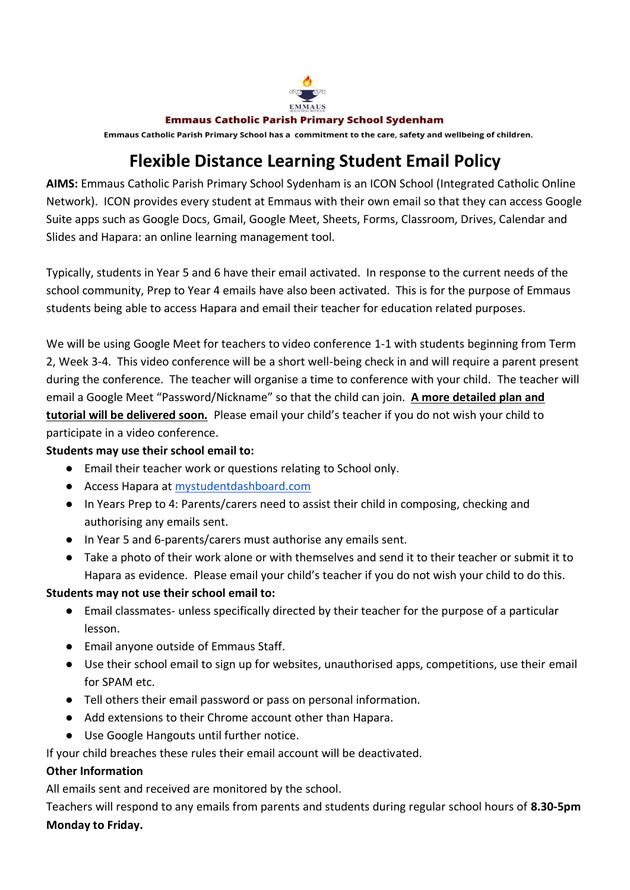**Emmaus Catholic Parish Primary School Sydenham**

**Emmaus Catholic Parish Primary School has a commitment to the care, safety and wellbeing of children.**

# Flexible Distance Learning Student Email Policy

**AIMS:** Emmaus Catholic Parish Primary School Sydenham is an ICON School (Integrated Catholic Online Network). ICON provides every student at Emmaus with their own email so that they can access Google Suite apps such as Google Docs, Gmail, Google Meet, Sheets, Forms, Classroom, Drives, Calendar and Slides and Hapara: an online learning management tool.

Typically, students in Year 5 and 6 have their email activated. In response to the current needs of the school community, Prep to Year 4 emails have also been activated. This is for the purpose of Emmaus students being able to access Hapara and email their teacher for education related purposes.

We will be using Google Meet for teachers to video conference 1-1 with students beginning from Term 2, Week 3-4. This video conference will be a short well-being check in and will require a parent present during the conference. The teacher will organise a time to conference with your child. The teacher will email a Google Meet "Password/Nickname" so that the child can join. **A more detailed plan and tutorial will be delivered soon.** Please email your child's teacher if you do not wish your child to participate in a video conference.

**Students may use their school email to:**

- Email their teacher work or questions relating to School only.
- Access Hapara at mystudentdashboard.com
- In Years Prep to 4: Parents/carers need to assist their child in composing, checking and authorising any emails sent.
- In Year 5 and 6-parents/carers must authorise any emails sent.
- Take a photo of their work alone or with themselves and send it to their teacher or submit it to Hapara as evidence. Please email your child's teacher if you do not wish your child to do this.

**Students may not use their school email to:**

- Email classmates- unless specifically directed by their teacher for the purpose of a particular lesson.
- Email anyone outside of Emmaus Staff.
- Use their school email to sign up for websites, unauthorised apps, competitions, use their email for SPAM etc.
- Tell others their email password or pass on personal information.
- Add extensions to their Chrome account other than Hapara.
- Use Google Hangouts until further notice.

If your child breaches these rules their email account will be deactivated.

**Other Information**

All emails sent and received are monitored by the school.

Teachers will respond to any emails from parents and students during regular school hours of **8.30-5pm Monday to Friday.**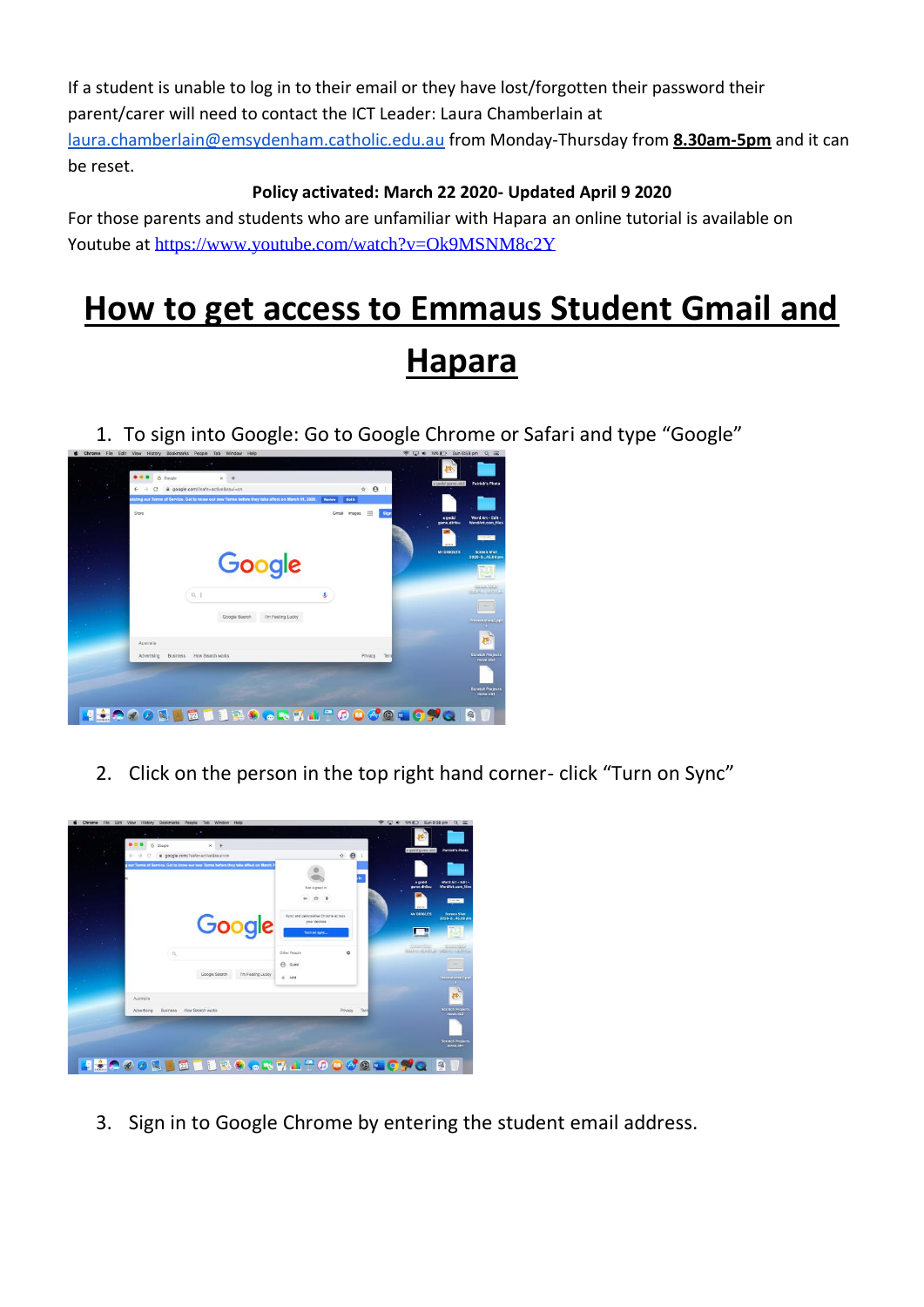If a student is unable to log in to their email or they have lost/forgotten their password their parent/carer will need to contact the ICT Leader: Laura Chamberlain at laura.chamberlain@emsydenham.catholic.edu.au from Monday-Thursday from **8.30am-5pm** and it can be reset.

**Policy activated: March 22 2020- Updated April 9 2020**

For those parents and students who are unfamiliar with Hapara an online tutorial is available on Youtube at https://www.youtube.com/watch?v=Ok9MSNM8c2Y

# How to get access to Emmaus Student Gmail and Hapara

1. To sign into Google: Go to Google Chrome or Safari and type "Google"

2. Click on the person in the top right hand corner- click "Turn on Sync"

3. Sign in to Google Chrome by entering the student email address.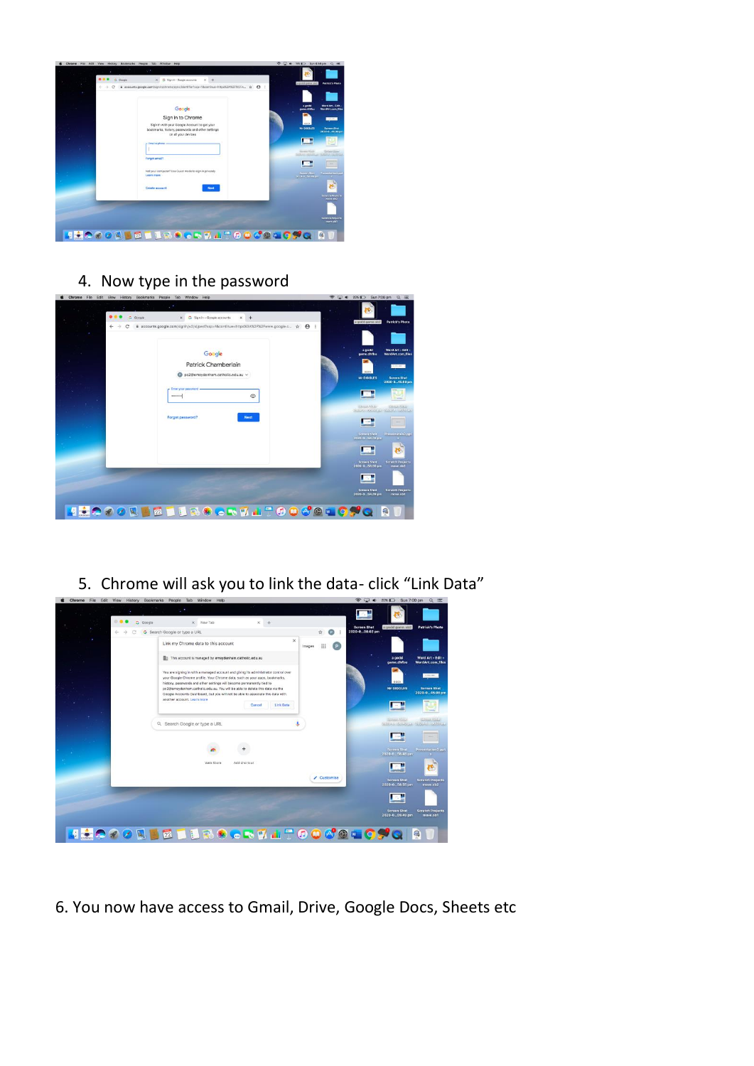4. Now type in the password

5. Chrome will ask you to link the data- click “Link Data”

6. You now have access to Gmail, Drive, Google Docs, Sheets etc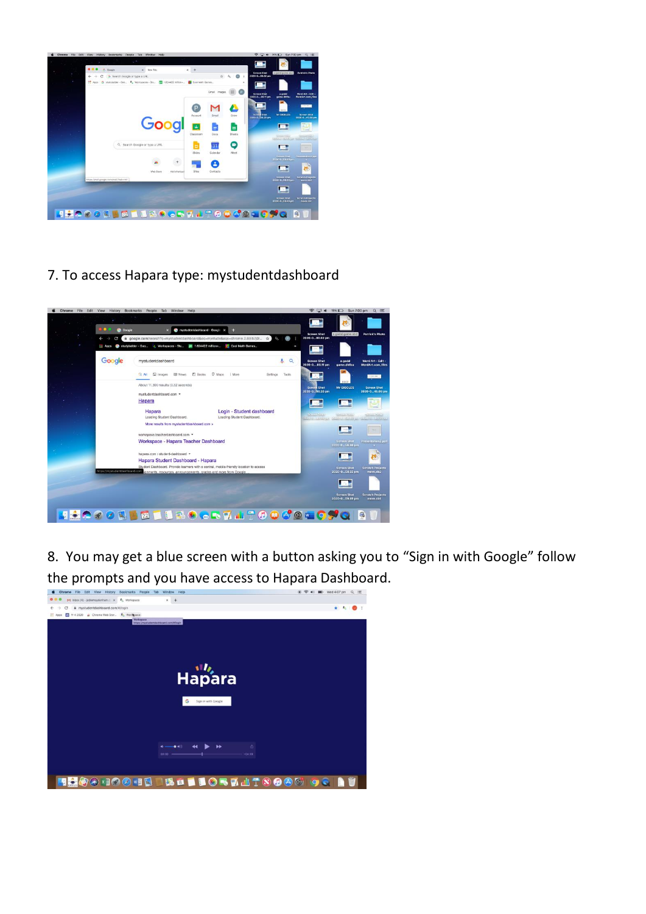7. To access Hapara type: mystudentdashboard

8. You may get a blue screen with a button asking you to “Sign in with Google” follow the prompts and you have access to Hapara Dashboard.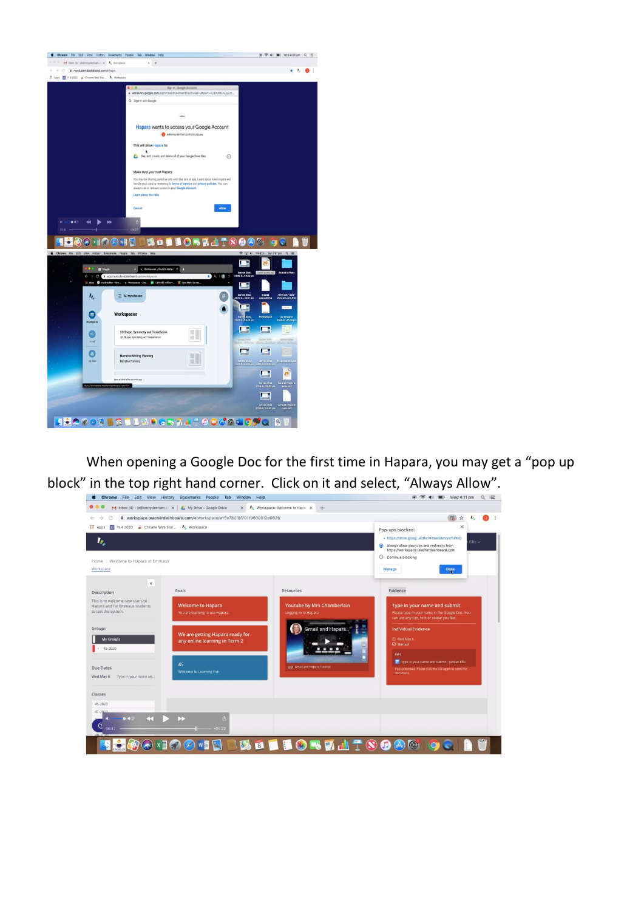When opening a Google Doc for the first time in Hapara, you may get a “pop up block” in the top right hand corner. Click on it and select, “Always Allow”.